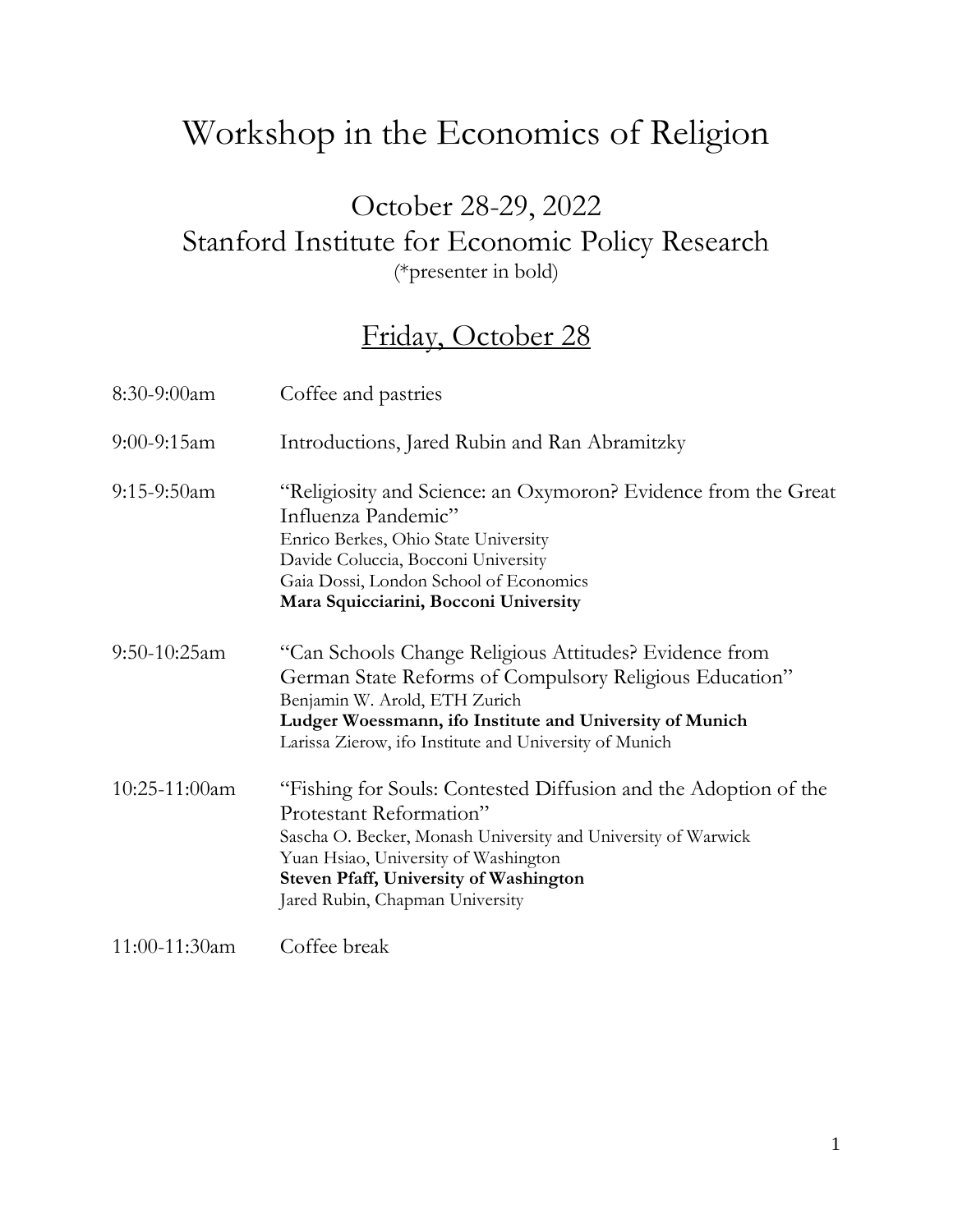# Workshop in the Economics of Religion

## October 28-29, 2022
## Stanford Institute for Economic Policy Research

(*presenter in bold)

## Friday, October 28

8:30-9:00am — Coffee and pastries

9:00-9:15am — Introductions, Jared Rubin and Ran Abramitzky

9:15-9:50am — "Religiosity and Science: an Oxymoron? Evidence from the Great Influenza Pandemic"
Enrico Berkes, Ohio State University
Davide Coluccia, Bocconi University
Gaia Dossi, London School of Economics
**Mara Squicciarini, Bocconi University**

9:50-10:25am — "Can Schools Change Religious Attitudes? Evidence from German State Reforms of Compulsory Religious Education"
Benjamin W. Arold, ETH Zurich
**Ludger Woessmann, ifo Institute and University of Munich**
Larissa Zierow, ifo Institute and University of Munich

10:25-11:00am — "Fishing for Souls: Contested Diffusion and the Adoption of the Protestant Reformation"
Sascha O. Becker, Monash University and University of Warwick
Yuan Hsiao, University of Washington
**Steven Pfaff, University of Washington**
Jared Rubin, Chapman University

11:00-11:30am — Coffee break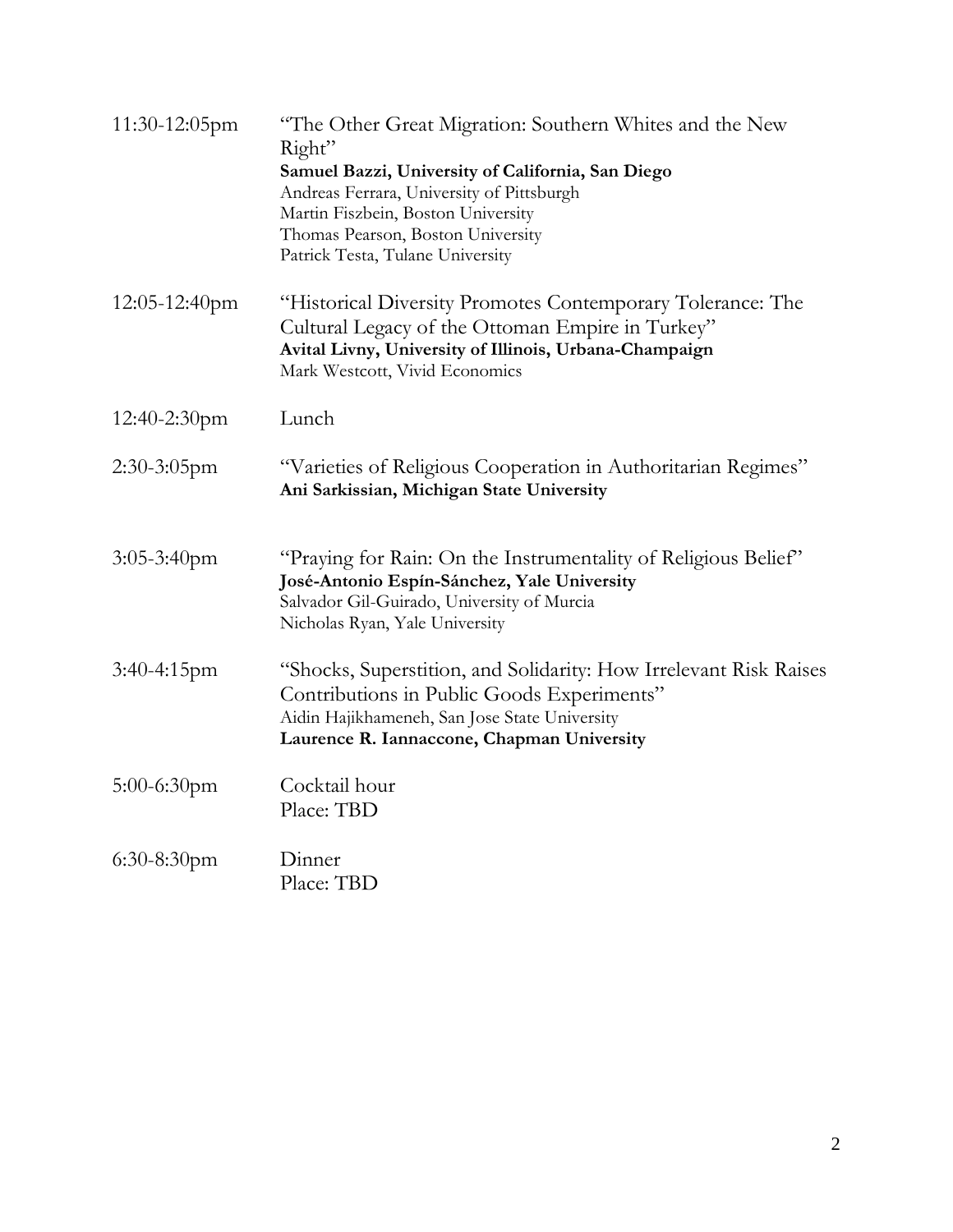11:30-12:05pm "The Other Great Migration: Southern Whites and the New Right"
**Samuel Bazzi, University of California, San Diego**
Andreas Ferrara, University of Pittsburgh
Martin Fiszbein, Boston University
Thomas Pearson, Boston University
Patrick Testa, Tulane University

12:05-12:40pm "Historical Diversity Promotes Contemporary Tolerance: The Cultural Legacy of the Ottoman Empire in Turkey"
**Avital Livny, University of Illinois, Urbana-Champaign**
Mark Westcott, Vivid Economics

12:40-2:30pm Lunch

2:30-3:05pm "Varieties of Religious Cooperation in Authoritarian Regimes"
**Ani Sarkissian, Michigan State University**

3:05-3:40pm "Praying for Rain: On the Instrumentality of Religious Belief"
**José-Antonio Espín-Sánchez, Yale University**
Salvador Gil-Guirado, University of Murcia
Nicholas Ryan, Yale University

3:40-4:15pm "Shocks, Superstition, and Solidarity: How Irrelevant Risk Raises Contributions in Public Goods Experiments"
Aidin Hajikhameneh, San Jose State University
**Laurence R. Iannaccone, Chapman University**

5:00-6:30pm Cocktail hour
Place: TBD

6:30-8:30pm Dinner
Place: TBD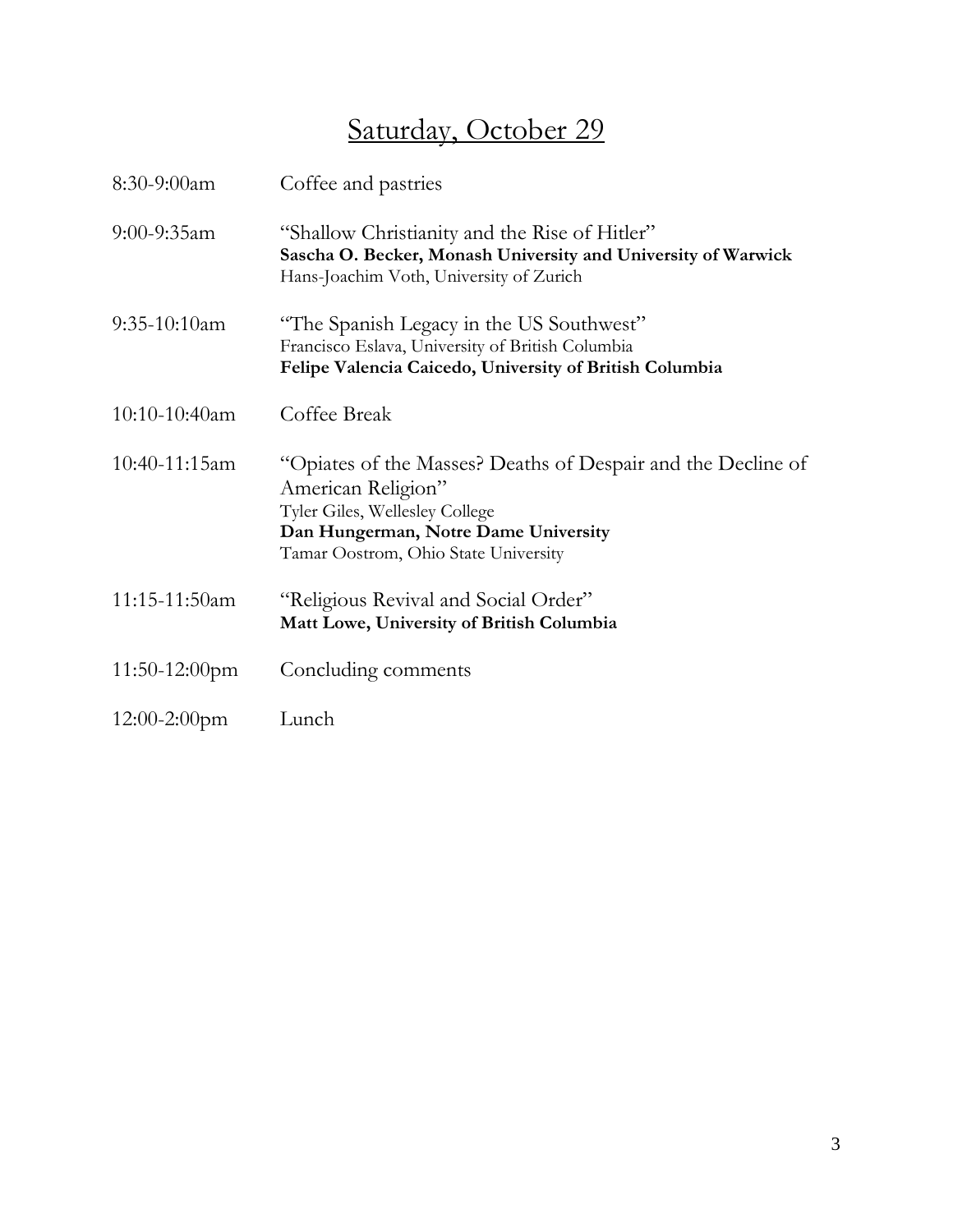# Saturday, October 29

8:30-9:00am Coffee and pastries

9:00-9:35am "Shallow Christianity and the Rise of Hitler"
**Sascha O. Becker, Monash University and University of Warwick**
Hans-Joachim Voth, University of Zurich

9:35-10:10am "The Spanish Legacy in the US Southwest"
Francisco Eslava, University of British Columbia
**Felipe Valencia Caicedo, University of British Columbia**

10:10-10:40am Coffee Break

10:40-11:15am "Opiates of the Masses? Deaths of Despair and the Decline of American Religion"
Tyler Giles, Wellesley College
**Dan Hungerman, Notre Dame University**
Tamar Oostrom, Ohio State University

11:15-11:50am "Religious Revival and Social Order"
**Matt Lowe, University of British Columbia**

11:50-12:00pm Concluding comments

12:00-2:00pm Lunch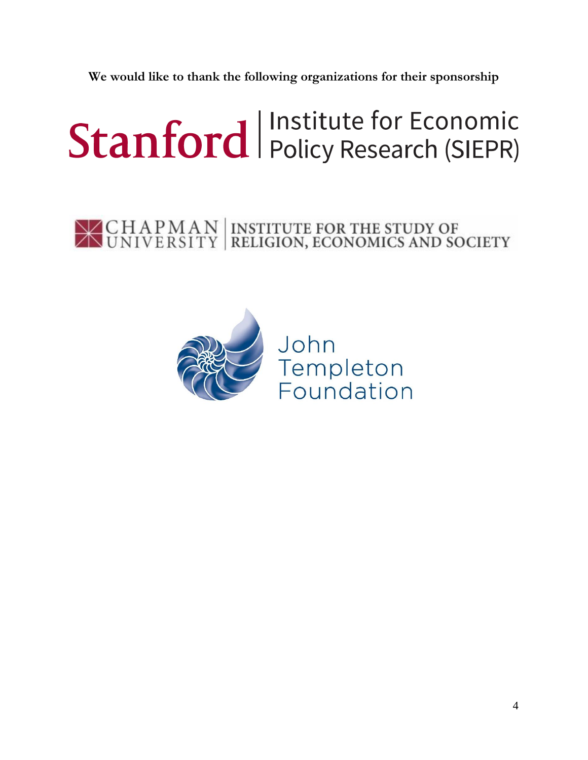**We would like to thank the following organizations for their sponsorship**

Stanford | Institute for Economic Policy Research (SIEPR)

CHAPMAN UNIVERSITY | INSTITUTE FOR THE STUDY OF RELIGION, ECONOMICS AND SOCIETY

John Templeton Foundation